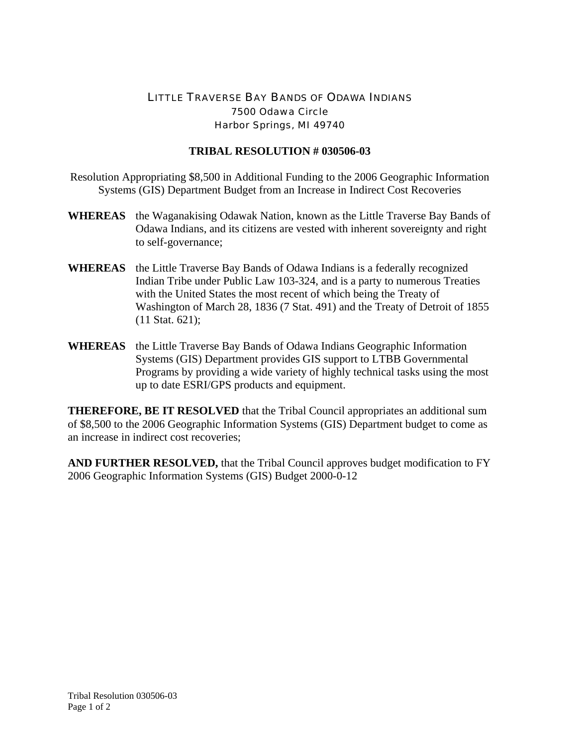LITTLE TRAVERSE BAY BANDS OF ODAWA INDIANS
7500 Odawa Circle
Harbor Springs, MI 49740

**TRIBAL RESOLUTION # 030506-03**

Resolution Appropriating $8,500 in Additional Funding to the 2006 Geographic Information Systems (GIS) Department Budget from an Increase in Indirect Cost Recoveries

**WHEREAS** the Waganakising Odawak Nation, known as the Little Traverse Bay Bands of Odawa Indians, and its citizens are vested with inherent sovereignty and right to self-governance;

**WHEREAS** the Little Traverse Bay Bands of Odawa Indians is a federally recognized Indian Tribe under Public Law 103-324, and is a party to numerous Treaties with the United States the most recent of which being the Treaty of Washington of March 28, 1836 (7 Stat. 491) and the Treaty of Detroit of 1855 (11 Stat. 621);

**WHEREAS** the Little Traverse Bay Bands of Odawa Indians Geographic Information Systems (GIS) Department provides GIS support to LTBB Governmental Programs by providing a wide variety of highly technical tasks using the most up to date ESRI/GPS products and equipment.

**THEREFORE, BE IT RESOLVED** that the Tribal Council appropriates an additional sum of $8,500 to the 2006 Geographic Information Systems (GIS) Department budget to come as an increase in indirect cost recoveries;

**AND FURTHER RESOLVED,** that the Tribal Council approves budget modification to FY 2006 Geographic Information Systems (GIS) Budget 2000-0-12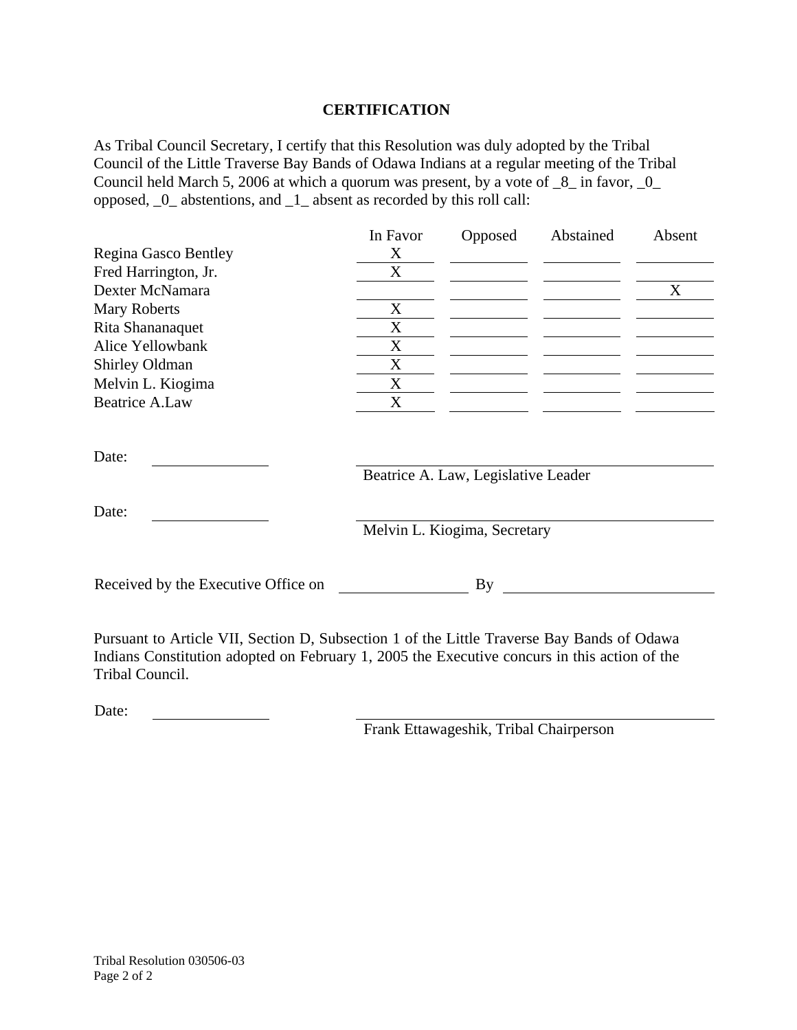## CERTIFICATION

As Tribal Council Secretary, I certify that this Resolution was duly adopted by the Tribal Council of the Little Traverse Bay Bands of Odawa Indians at a regular meeting of the Tribal Council held March 5, 2006 at which a quorum was present, by a vote of _8_ in favor, _0_ opposed, _0_ abstentions, and _1_ absent as recorded by this roll call:

| | In Favor | Opposed | Abstained | Absent |
|---|---|---|---|---|
| Regina Gasco Bentley | X | | | |
| Fred Harrington, Jr. | X | | | |
| Dexter McNamara | | | | X |
| Mary Roberts | X | | | |
| Rita Shananaquet | X | | | |
| Alice Yellowbank | X | | | |
| Shirley Oldman | X | | | |
| Melvin L. Kiogima | X | | | |
| Beatrice A.Law | X | | | |

Date: ______________

Beatrice A. Law, Legislative Leader

Date: ______________

Melvin L. Kiogima, Secretary

Received by the Executive Office on ______________ By ______________________

Pursuant to Article VII, Section D, Subsection 1 of the Little Traverse Bay Bands of Odawa Indians Constitution adopted on February 1, 2005 the Executive concurs in this action of the Tribal Council.

Date: ______________

Frank Ettawageshik, Tribal Chairperson

Tribal Resolution 030506-03